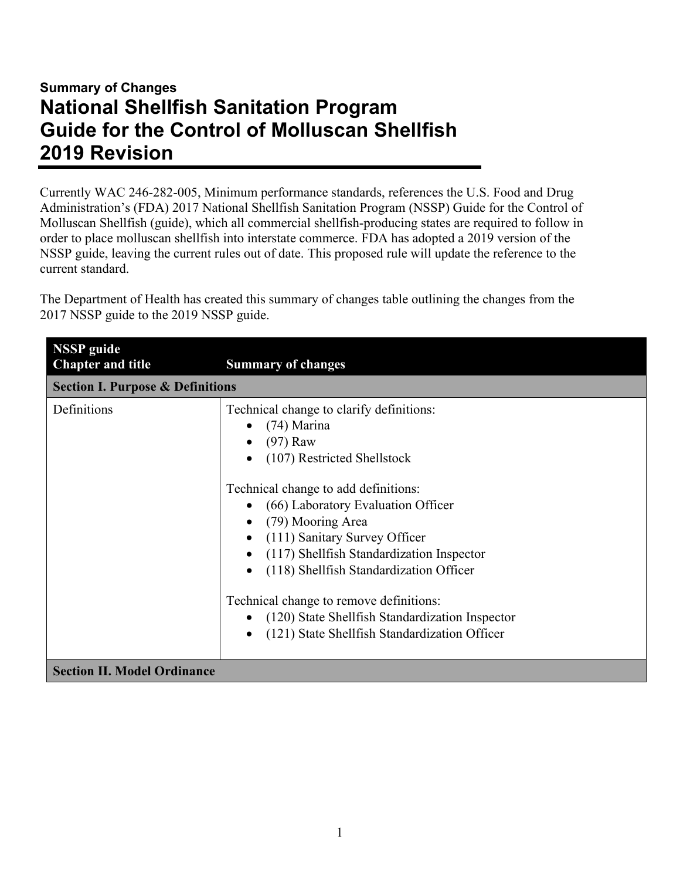**Summary of Changes**

# National Shellfish Sanitation Program Guide for the Control of Molluscan Shellfish 2019 Revision

Currently WAC 246-282-005, Minimum performance standards, references the U.S. Food and Drug Administration's (FDA) 2017 National Shellfish Sanitation Program (NSSP) Guide for the Control of Molluscan Shellfish (guide), which all commercial shellfish-producing states are required to follow in order to place molluscan shellfish into interstate commerce. FDA has adopted a 2019 version of the NSSP guide, leaving the current rules out of date. This proposed rule will update the reference to the current standard.

The Department of Health has created this summary of changes table outlining the changes from the 2017 NSSP guide to the 2019 NSSP guide.

| NSSP guide Chapter and title | Summary of changes |
|---|---|
| **Section I. Purpose & Definitions** | |
| Definitions | Technical change to clarify definitions:<br>• (74) Marina<br>• (97) Raw<br>• (107) Restricted Shellstock<br><br>Technical change to add definitions:<br>• (66) Laboratory Evaluation Officer<br>• (79) Mooring Area<br>• (111) Sanitary Survey Officer<br>• (117) Shellfish Standardization Inspector<br>• (118) Shellfish Standardization Officer<br><br>Technical change to remove definitions:<br>• (120) State Shellfish Standardization Inspector<br>• (121) State Shellfish Standardization Officer |
| **Section II. Model Ordinance** | |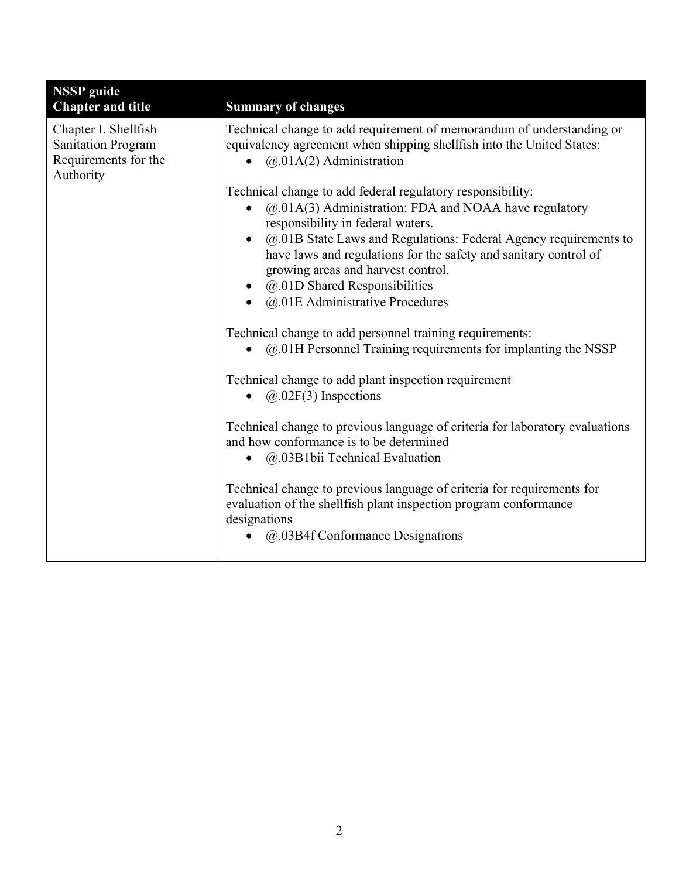| NSSP guide<br>Chapter and title | Summary of changes |
|---|---|
| Chapter I. Shellfish Sanitation Program Requirements for the Authority | Technical change to add requirement of memorandum of understanding or equivalency agreement when shipping shellfish into the United States:<br>• @.01A(2) Administration<br><br>Technical change to add federal regulatory responsibility:<br>• @.01A(3) Administration: FDA and NOAA have regulatory responsibility in federal waters.<br>• @.01B State Laws and Regulations: Federal Agency requirements to have laws and regulations for the safety and sanitary control of growing areas and harvest control.<br>• @.01D Shared Responsibilities<br>• @.01E Administrative Procedures<br><br>Technical change to add personnel training requirements:<br>• @.01H Personnel Training requirements for implanting the NSSP<br><br>Technical change to add plant inspection requirement<br>• @.02F(3) Inspections<br><br>Technical change to previous language of criteria for laboratory evaluations and how conformance is to be determined<br>• @.03B1bii Technical Evaluation<br><br>Technical change to previous language of criteria for requirements for evaluation of the shellfish plant inspection program conformance designations<br>• @.03B4f Conformance Designations |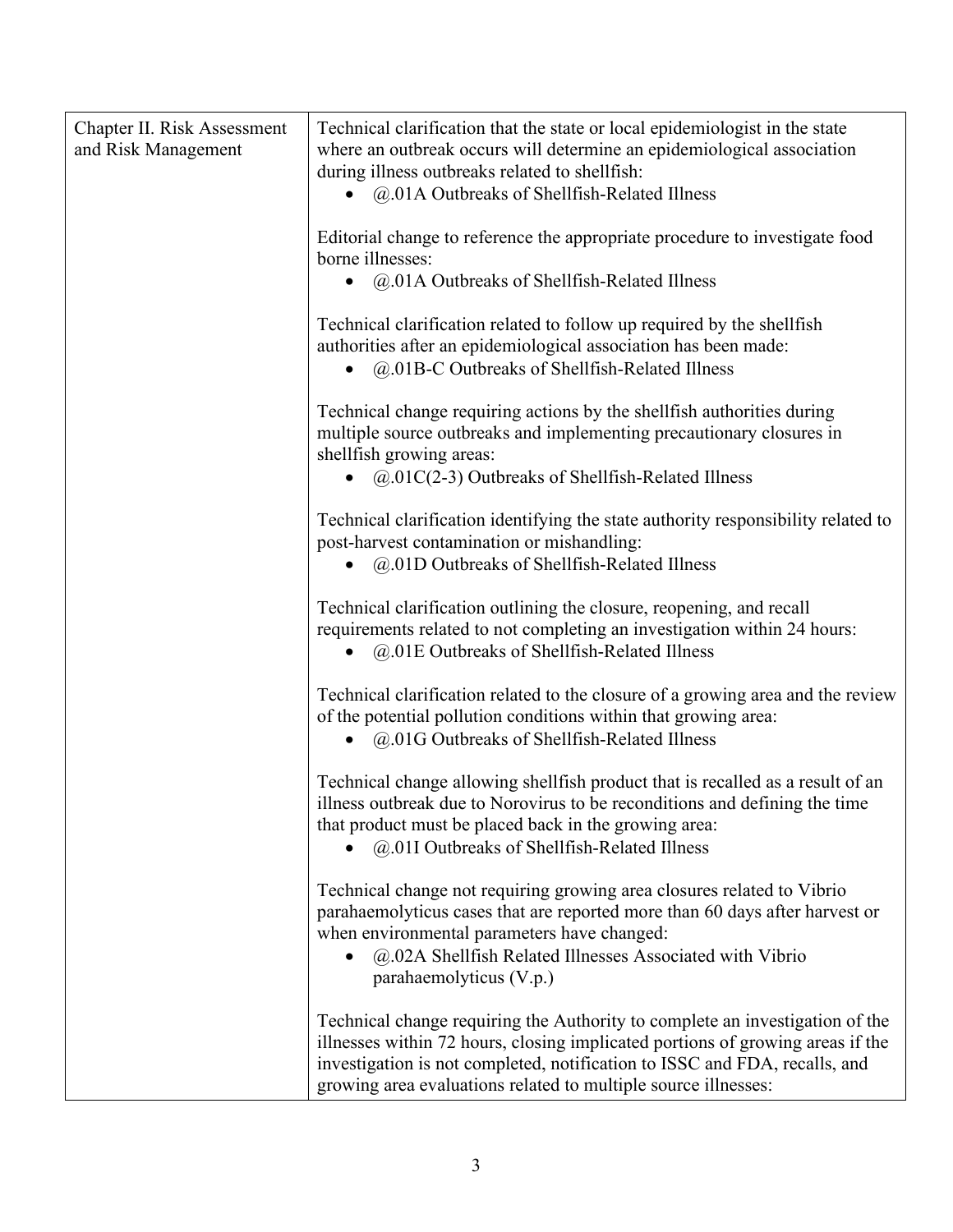| Chapter II. Risk Assessment and Risk Management | Technical clarification that the state or local epidemiologist in the state where an outbreak occurs will determine an epidemiological association during illness outbreaks related to shellfish:<br>• @.01A Outbreaks of Shellfish-Related Illness<br><br>Editorial change to reference the appropriate procedure to investigate food borne illnesses:<br>• @.01A Outbreaks of Shellfish-Related Illness<br><br>Technical clarification related to follow up required by the shellfish authorities after an epidemiological association has been made:<br>• @.01B-C Outbreaks of Shellfish-Related Illness<br><br>Technical change requiring actions by the shellfish authorities during multiple source outbreaks and implementing precautionary closures in shellfish growing areas:<br>• @.01C(2-3) Outbreaks of Shellfish-Related Illness<br><br>Technical clarification identifying the state authority responsibility related to post-harvest contamination or mishandling:<br>• @.01D Outbreaks of Shellfish-Related Illness<br><br>Technical clarification outlining the closure, reopening, and recall requirements related to not completing an investigation within 24 hours:<br>• @.01E Outbreaks of Shellfish-Related Illness<br><br>Technical clarification related to the closure of a growing area and the review of the potential pollution conditions within that growing area:<br>• @.01G Outbreaks of Shellfish-Related Illness<br><br>Technical change allowing shellfish product that is recalled as a result of an illness outbreak due to Norovirus to be reconditions and defining the time that product must be placed back in the growing area:<br>• @.01I Outbreaks of Shellfish-Related Illness<br><br>Technical change not requiring growing area closures related to Vibrio parahaemolyticus cases that are reported more than 60 days after harvest or when environmental parameters have changed:<br>• @.02A Shellfish Related Illnesses Associated with Vibrio parahaemolyticus (V.p.)<br><br>Technical change requiring the Authority to complete an investigation of the illnesses within 72 hours, closing implicated portions of growing areas if the investigation is not completed, notification to ISSC and FDA, recalls, and growing area evaluations related to multiple source illnesses: |
|---|---|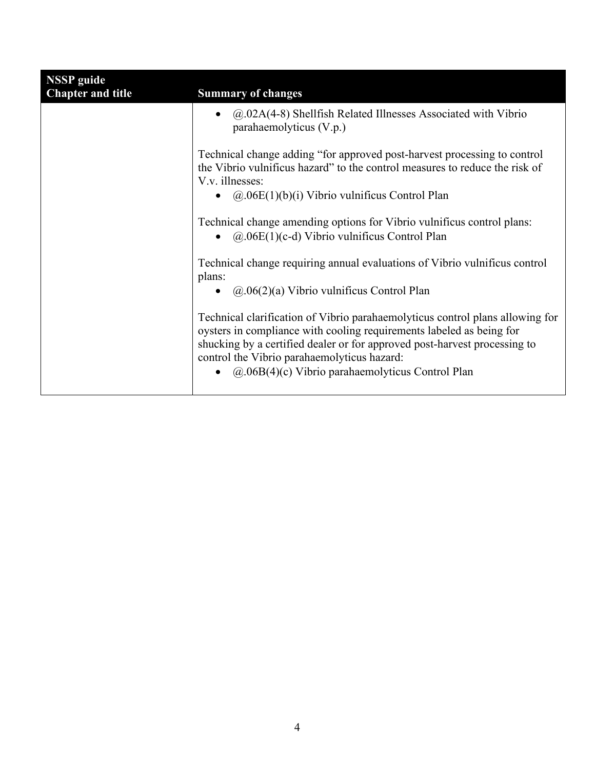| NSSP guide Chapter and title | Summary of changes |
|---|---|
| | • @.02A(4-8) Shellfish Related Illnesses Associated with Vibrio parahaemolyticus (V.p.)<br><br>Technical change adding "for approved post-harvest processing to control the Vibrio vulnificus hazard" to the control measures to reduce the risk of V.v. illnesses:<br>• @.06E(1)(b)(i) Vibrio vulnificus Control Plan<br><br>Technical change amending options for Vibrio vulnificus control plans:<br>• @.06E(1)(c-d) Vibrio vulnificus Control Plan<br><br>Technical change requiring annual evaluations of Vibrio vulnificus control plans:<br>• @.06(2)(a) Vibrio vulnificus Control Plan<br><br>Technical clarification of Vibrio parahaemolyticus control plans allowing for oysters in compliance with cooling requirements labeled as being for shucking by a certified dealer or for approved post-harvest processing to control the Vibrio parahaemolyticus hazard:<br>• @.06B(4)(c) Vibrio parahaemolyticus Control Plan |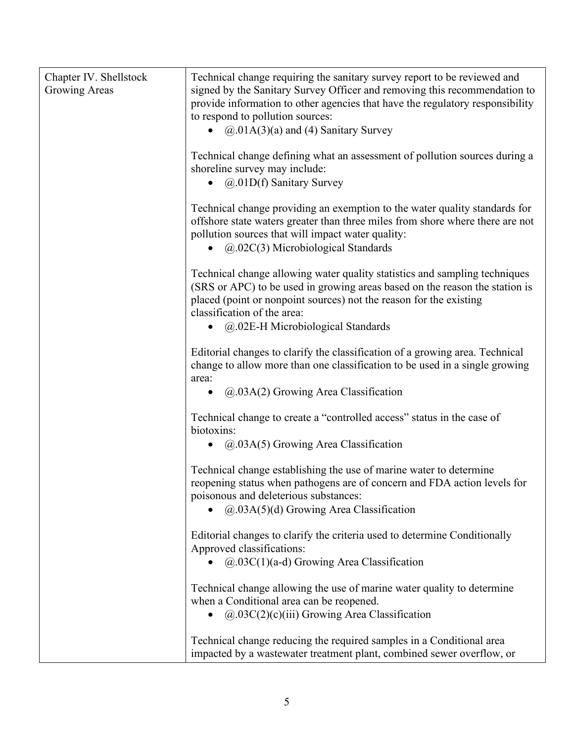| | |
|---|---|
| Chapter IV. Shellstock Growing Areas | Technical change requiring the sanitary survey report to be reviewed and signed by the Sanitary Survey Officer and removing this recommendation to provide information to other agencies that have the regulatory responsibility to respond to pollution sources:<br>• @.01A(3)(a) and (4) Sanitary Survey<br><br>Technical change defining what an assessment of pollution sources during a shoreline survey may include:<br>• @.01D(f) Sanitary Survey<br><br>Technical change providing an exemption to the water quality standards for offshore state waters greater than three miles from shore where there are not pollution sources that will impact water quality:<br>• @.02C(3) Microbiological Standards<br><br>Technical change allowing water quality statistics and sampling techniques (SRS or APC) to be used in growing areas based on the reason the station is placed (point or nonpoint sources) not the reason for the existing classification of the area:<br>• @.02E-H Microbiological Standards<br><br>Editorial changes to clarify the classification of a growing area. Technical change to allow more than one classification to be used in a single growing area:<br>• @.03A(2) Growing Area Classification<br><br>Technical change to create a "controlled access" status in the case of biotoxins:<br>• @.03A(5) Growing Area Classification<br><br>Technical change establishing the use of marine water to determine reopening status when pathogens are of concern and FDA action levels for poisonous and deleterious substances:<br>• @.03A(5)(d) Growing Area Classification<br><br>Editorial changes to clarify the criteria used to determine Conditionally Approved classifications:<br>• @.03C(1)(a-d) Growing Area Classification<br><br>Technical change allowing the use of marine water quality to determine when a Conditional area can be reopened.<br>• @.03C(2)(c)(iii) Growing Area Classification<br><br>Technical change reducing the required samples in a Conditional area impacted by a wastewater treatment plant, combined sewer overflow, or |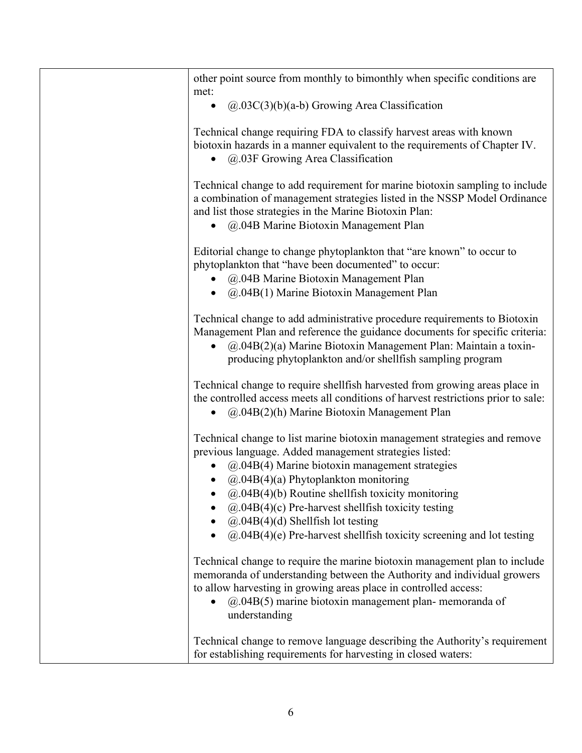| | |
|---|---|
| | other point source from monthly to bimonthly when specific conditions are met:<br>• @.03C(3)(b)(a-b) Growing Area Classification<br><br>Technical change requiring FDA to classify harvest areas with known biotoxin hazards in a manner equivalent to the requirements of Chapter IV.<br>• @.03F Growing Area Classification<br><br>Technical change to add requirement for marine biotoxin sampling to include a combination of management strategies listed in the NSSP Model Ordinance and list those strategies in the Marine Biotoxin Plan:<br>• @.04B Marine Biotoxin Management Plan<br><br>Editorial change to change phytoplankton that "are known" to occur to phytoplankton that "have been documented" to occur:<br>• @.04B Marine Biotoxin Management Plan<br>• @.04B(1) Marine Biotoxin Management Plan<br><br>Technical change to add administrative procedure requirements to Biotoxin Management Plan and reference the guidance documents for specific criteria:<br>• @.04B(2)(a) Marine Biotoxin Management Plan: Maintain a toxin-producing phytoplankton and/or shellfish sampling program<br><br>Technical change to require shellfish harvested from growing areas place in the controlled access meets all conditions of harvest restrictions prior to sale:<br>• @.04B(2)(h) Marine Biotoxin Management Plan<br><br>Technical change to list marine biotoxin management strategies and remove previous language. Added management strategies listed:<br>• @.04B(4) Marine biotoxin management strategies<br>• @.04B(4)(a) Phytoplankton monitoring<br>• @.04B(4)(b) Routine shellfish toxicity monitoring<br>• @.04B(4)(c) Pre-harvest shellfish toxicity testing<br>• @.04B(4)(d) Shellfish lot testing<br>• @.04B(4)(e) Pre-harvest shellfish toxicity screening and lot testing<br><br>Technical change to require the marine biotoxin management plan to include memoranda of understanding between the Authority and individual growers to allow harvesting in growing areas place in controlled access:<br>• @.04B(5) marine biotoxin management plan- memoranda of understanding<br><br>Technical change to remove language describing the Authority's requirement for establishing requirements for harvesting in closed waters: |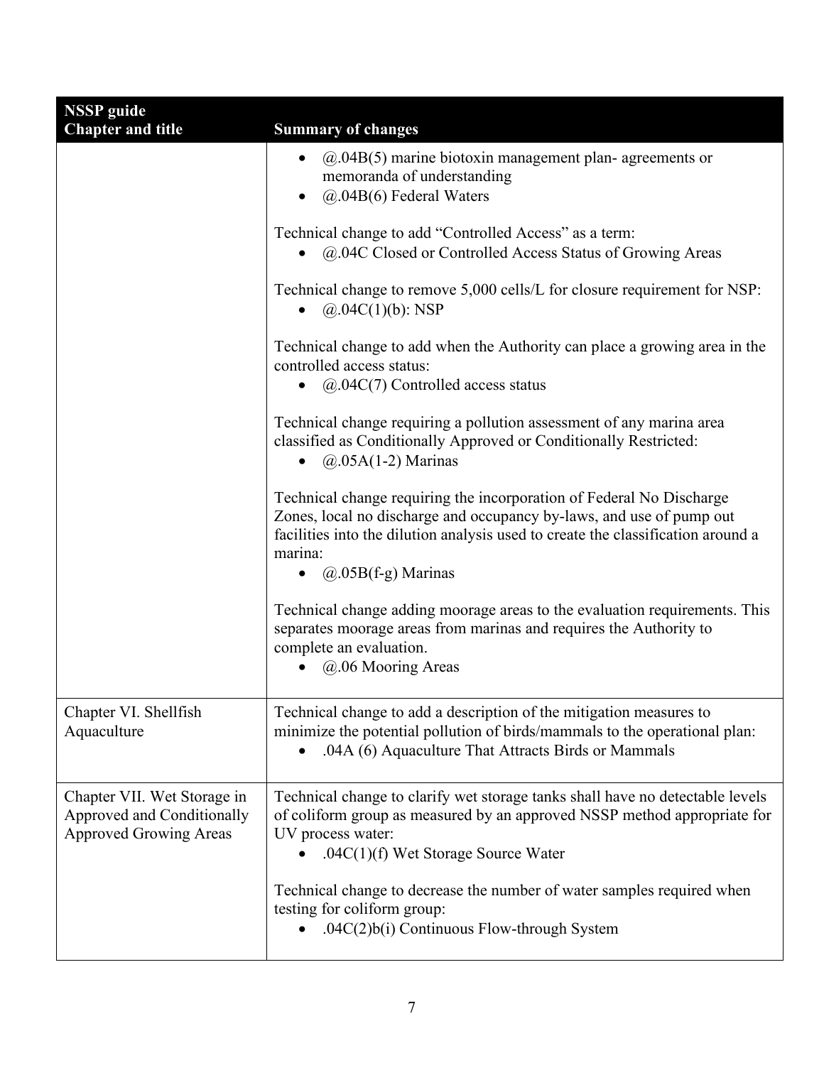| NSSP guide Chapter and title | Summary of changes |
| --- | --- |
| | • @.04B(5) marine biotoxin management plan- agreements or memoranda of understanding<br>• @.04B(6) Federal Waters<br><br>Technical change to add "Controlled Access" as a term:<br>• @.04C Closed or Controlled Access Status of Growing Areas<br><br>Technical change to remove 5,000 cells/L for closure requirement for NSP:<br>• @.04C(1)(b): NSP<br><br>Technical change to add when the Authority can place a growing area in the controlled access status:<br>• @.04C(7) Controlled access status<br><br>Technical change requiring a pollution assessment of any marina area classified as Conditionally Approved or Conditionally Restricted:<br>• @.05A(1-2) Marinas<br><br>Technical change requiring the incorporation of Federal No Discharge Zones, local no discharge and occupancy by-laws, and use of pump out facilities into the dilution analysis used to create the classification around a marina:<br>• @.05B(f-g) Marinas<br><br>Technical change adding moorage areas to the evaluation requirements. This separates moorage areas from marinas and requires the Authority to complete an evaluation.<br>• @.06 Mooring Areas |
| Chapter VI. Shellfish Aquaculture | Technical change to add a description of the mitigation measures to minimize the potential pollution of birds/mammals to the operational plan:<br>• .04A (6) Aquaculture That Attracts Birds or Mammals |
| Chapter VII. Wet Storage in Approved and Conditionally Approved Growing Areas | Technical change to clarify wet storage tanks shall have no detectable levels of coliform group as measured by an approved NSSP method appropriate for UV process water:<br>• .04C(1)(f) Wet Storage Source Water<br><br>Technical change to decrease the number of water samples required when testing for coliform group:<br>• .04C(2)b(i) Continuous Flow-through System |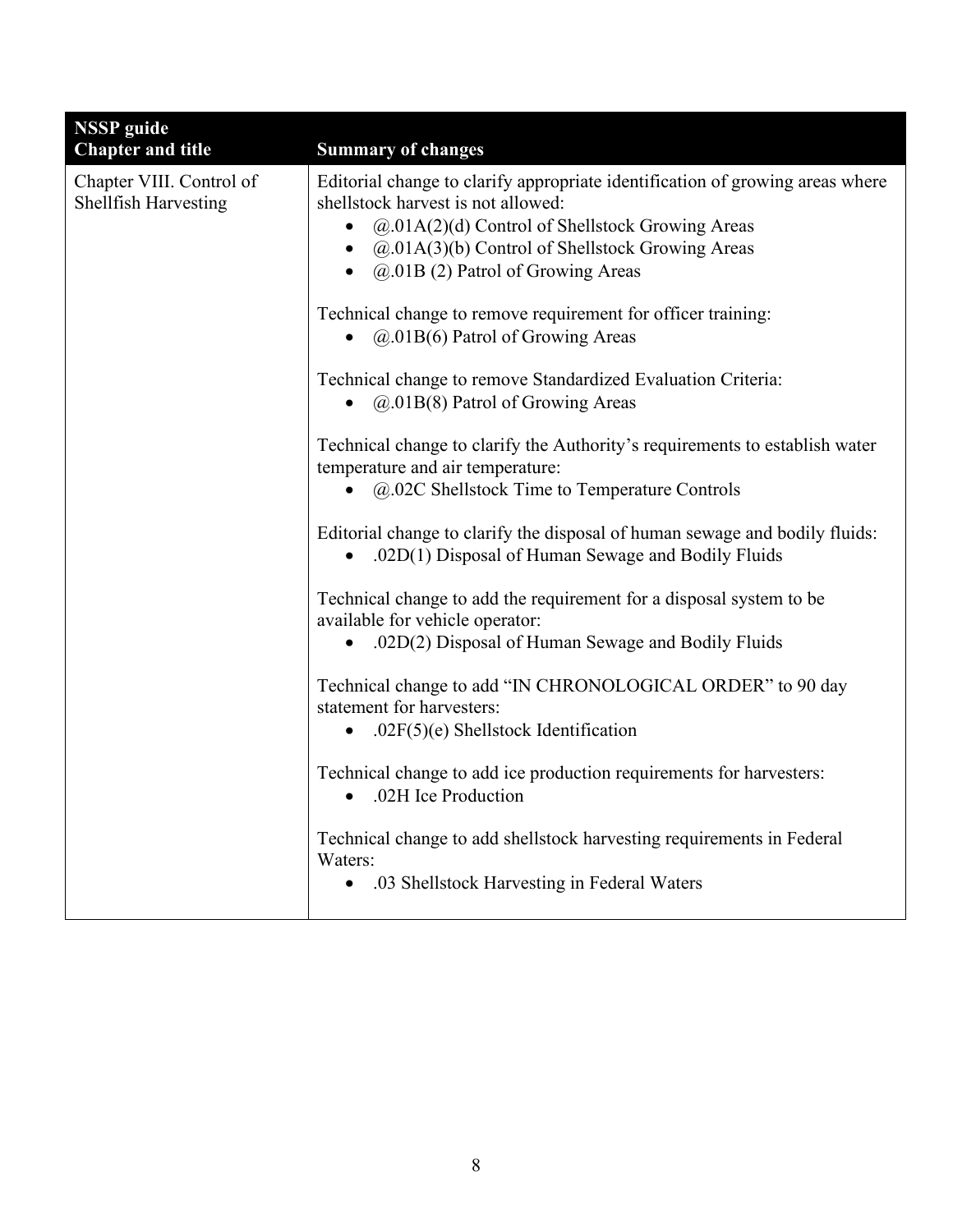| NSSP guide Chapter and title | Summary of changes |
|---|---|
| Chapter VIII. Control of Shellfish Harvesting | Editorial change to clarify appropriate identification of growing areas where shellstock harvest is not allowed:<br>• @.01A(2)(d) Control of Shellstock Growing Areas<br>• @.01A(3)(b) Control of Shellstock Growing Areas<br>• @.01B (2) Patrol of Growing Areas<br><br>Technical change to remove requirement for officer training:<br>• @.01B(6) Patrol of Growing Areas<br><br>Technical change to remove Standardized Evaluation Criteria:<br>• @.01B(8) Patrol of Growing Areas<br><br>Technical change to clarify the Authority's requirements to establish water temperature and air temperature:<br>• @.02C Shellstock Time to Temperature Controls<br><br>Editorial change to clarify the disposal of human sewage and bodily fluids:<br>• .02D(1) Disposal of Human Sewage and Bodily Fluids<br><br>Technical change to add the requirement for a disposal system to be available for vehicle operator:<br>• .02D(2) Disposal of Human Sewage and Bodily Fluids<br><br>Technical change to add "IN CHRONOLOGICAL ORDER" to 90 day statement for harvesters:<br>• .02F(5)(e) Shellstock Identification<br><br>Technical change to add ice production requirements for harvesters:<br>• .02H Ice Production<br><br>Technical change to add shellstock harvesting requirements in Federal Waters:<br>• .03 Shellstock Harvesting in Federal Waters |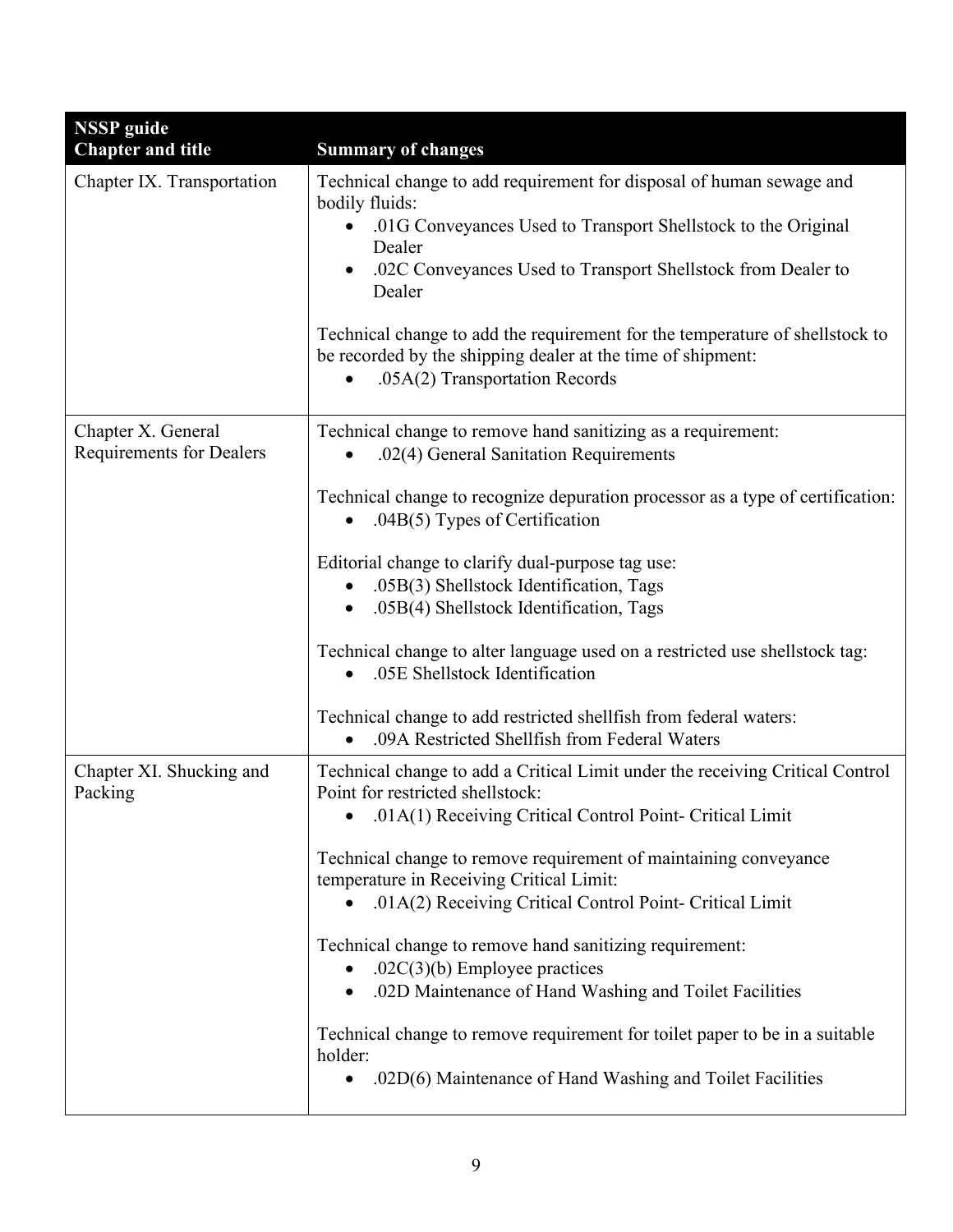| NSSP guide Chapter and title | Summary of changes |
|---|---|
| Chapter IX. Transportation | Technical change to add requirement for disposal of human sewage and bodily fluids:<br>• .01G Conveyances Used to Transport Shellstock to the Original Dealer<br>• .02C Conveyances Used to Transport Shellstock from Dealer to Dealer<br><br>Technical change to add the requirement for the temperature of shellstock to be recorded by the shipping dealer at the time of shipment:<br>• .05A(2) Transportation Records |
| Chapter X. General Requirements for Dealers | Technical change to remove hand sanitizing as a requirement:<br>• .02(4) General Sanitation Requirements<br><br>Technical change to recognize depuration processor as a type of certification:<br>• .04B(5) Types of Certification<br><br>Editorial change to clarify dual-purpose tag use:<br>• .05B(3) Shellstock Identification, Tags<br>• .05B(4) Shellstock Identification, Tags<br><br>Technical change to alter language used on a restricted use shellstock tag:<br>• .05E Shellstock Identification<br><br>Technical change to add restricted shellfish from federal waters:<br>• .09A Restricted Shellfish from Federal Waters |
| Chapter XI. Shucking and Packing | Technical change to add a Critical Limit under the receiving Critical Control Point for restricted shellstock:<br>• .01A(1) Receiving Critical Control Point- Critical Limit<br><br>Technical change to remove requirement of maintaining conveyance temperature in Receiving Critical Limit:<br>• .01A(2) Receiving Critical Control Point- Critical Limit<br><br>Technical change to remove hand sanitizing requirement:<br>• .02C(3)(b) Employee practices<br>• .02D Maintenance of Hand Washing and Toilet Facilities<br><br>Technical change to remove requirement for toilet paper to be in a suitable holder:<br>• .02D(6) Maintenance of Hand Washing and Toilet Facilities |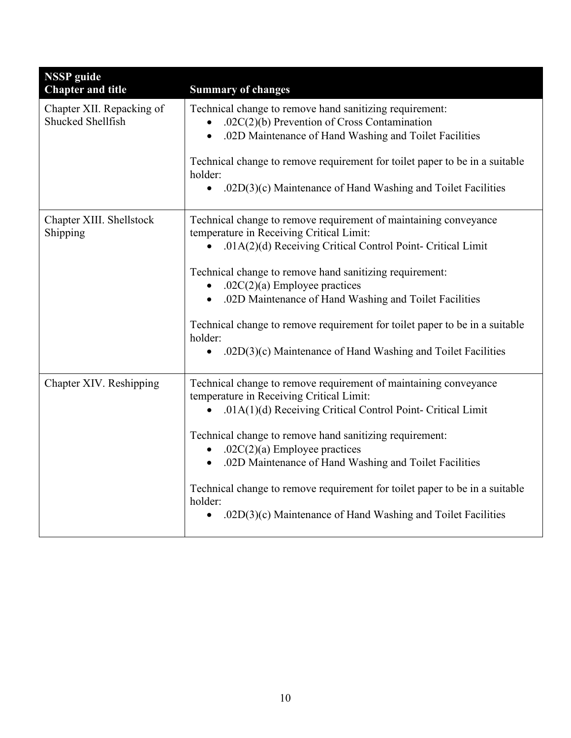| NSSP guide Chapter and title | Summary of changes |
|---|---|
| Chapter XII. Repacking of Shucked Shellfish | Technical change to remove hand sanitizing requirement:<br>• .02C(2)(b) Prevention of Cross Contamination<br>• .02D Maintenance of Hand Washing and Toilet Facilities<br><br>Technical change to remove requirement for toilet paper to be in a suitable holder:<br>• .02D(3)(c) Maintenance of Hand Washing and Toilet Facilities |
| Chapter XIII. Shellstock Shipping | Technical change to remove requirement of maintaining conveyance temperature in Receiving Critical Limit:<br>• .01A(2)(d) Receiving Critical Control Point- Critical Limit<br><br>Technical change to remove hand sanitizing requirement:<br>• .02C(2)(a) Employee practices<br>• .02D Maintenance of Hand Washing and Toilet Facilities<br><br>Technical change to remove requirement for toilet paper to be in a suitable holder:<br>• .02D(3)(c) Maintenance of Hand Washing and Toilet Facilities |
| Chapter XIV. Reshipping | Technical change to remove requirement of maintaining conveyance temperature in Receiving Critical Limit:<br>• .01A(1)(d) Receiving Critical Control Point- Critical Limit<br><br>Technical change to remove hand sanitizing requirement:<br>• .02C(2)(a) Employee practices<br>• .02D Maintenance of Hand Washing and Toilet Facilities<br><br>Technical change to remove requirement for toilet paper to be in a suitable holder:<br>• .02D(3)(c) Maintenance of Hand Washing and Toilet Facilities |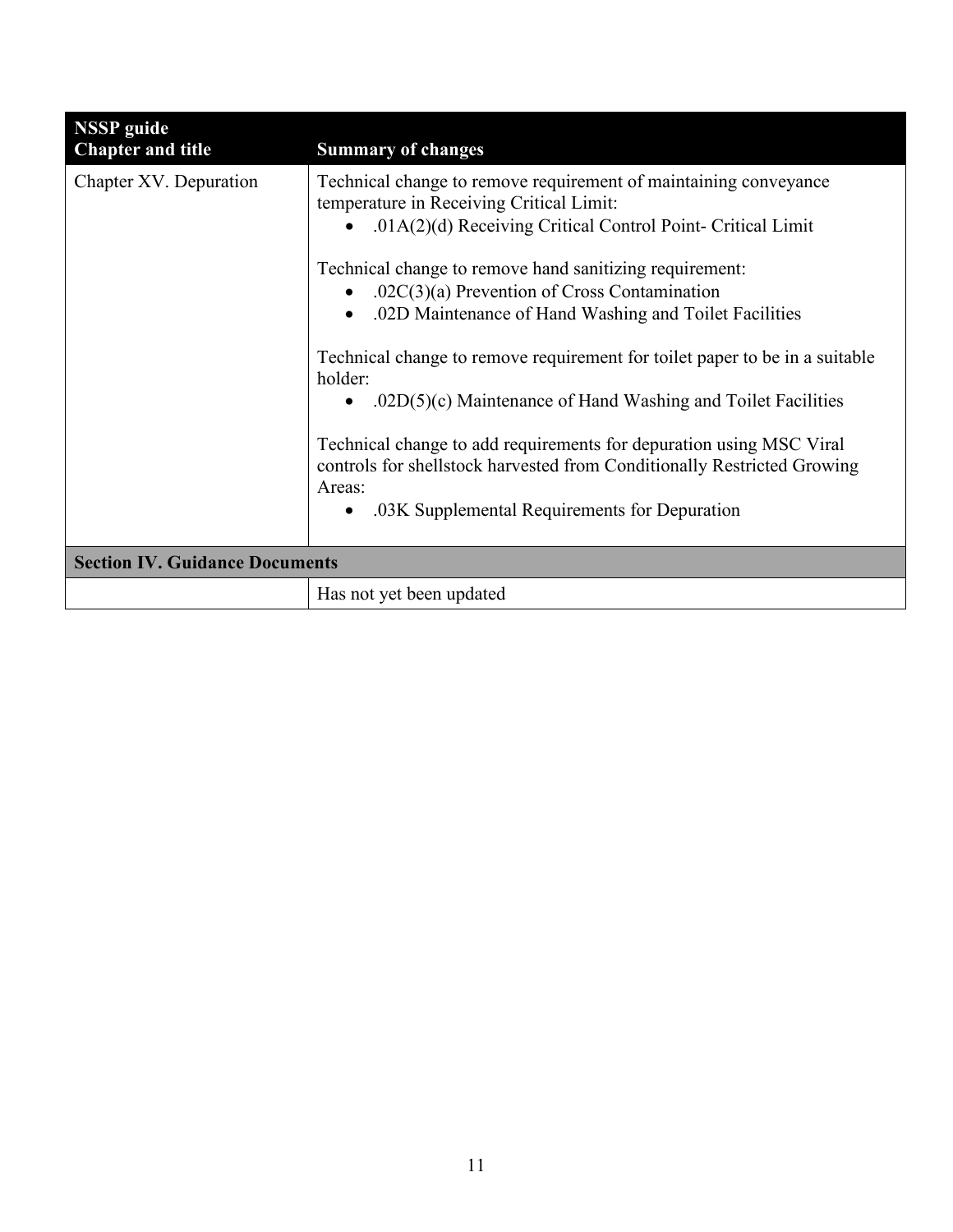| NSSP guide<br>Chapter and title | Summary of changes |
|---|---|
| Chapter XV. Depuration | Technical change to remove requirement of maintaining conveyance temperature in Receiving Critical Limit:<br>• .01A(2)(d) Receiving Critical Control Point- Critical Limit<br><br>Technical change to remove hand sanitizing requirement:<br>• .02C(3)(a) Prevention of Cross Contamination<br>• .02D Maintenance of Hand Washing and Toilet Facilities<br><br>Technical change to remove requirement for toilet paper to be in a suitable holder:<br>• .02D(5)(c) Maintenance of Hand Washing and Toilet Facilities<br><br>Technical change to add requirements for depuration using MSC Viral controls for shellstock harvested from Conditionally Restricted Growing Areas:<br>• .03K Supplemental Requirements for Depuration |
| **Section IV. Guidance Documents** | |
| | Has not yet been updated |